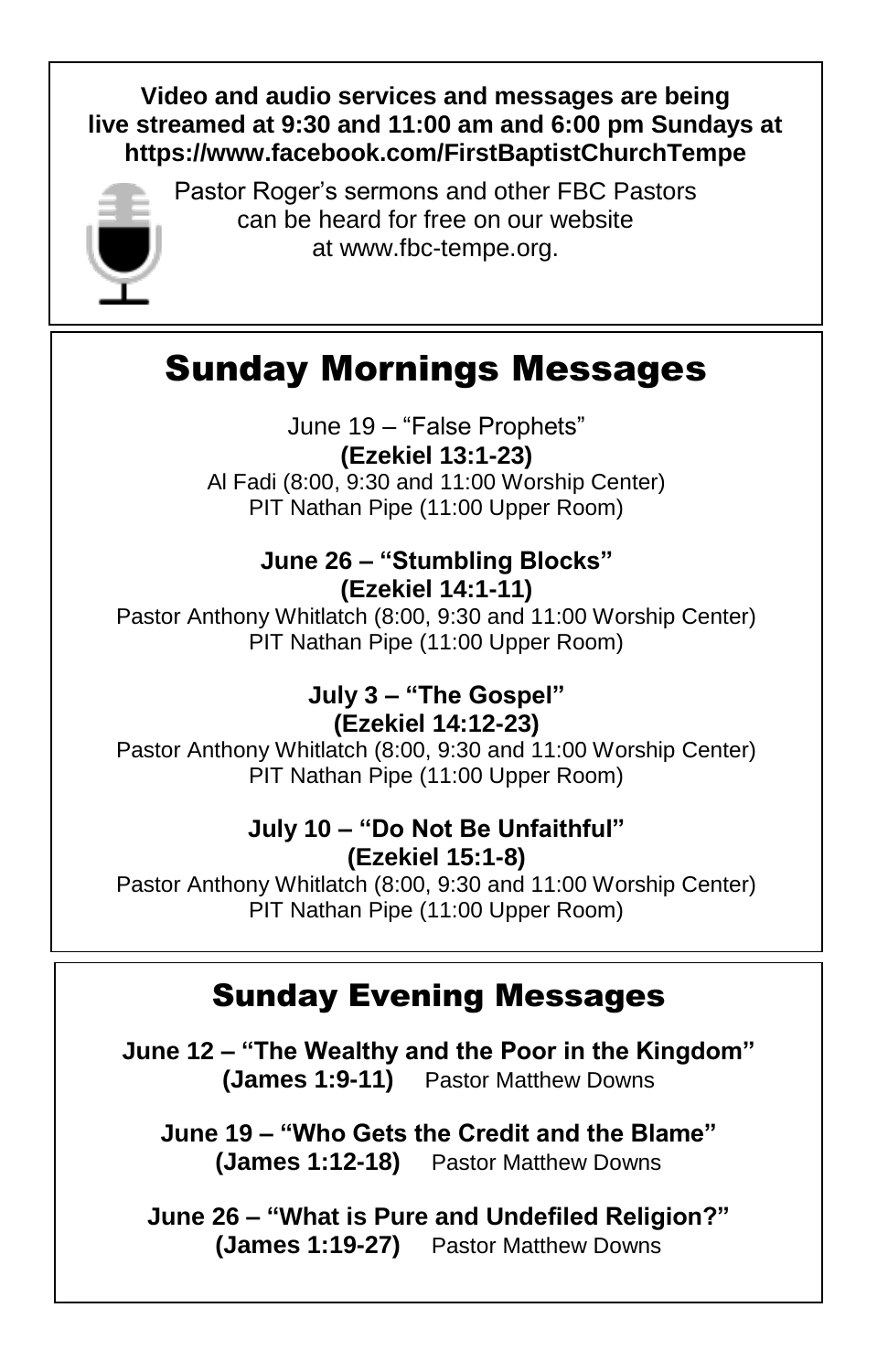**Video and audio services and messages are being live streamed at 9:30 and 11:00 am and 6:00 pm Sundays at https://www.facebook.com/FirstBaptistChurchTempe**

Pastor Roger's sermons and other FBC Pastors can be heard for free on our website at www.fbc-tempe.org.

# Sunday Mornings Messages

June 19 – "False Prophets"
**(Ezekiel 13:1-23)**
Al Fadi (8:00, 9:30 and 11:00 Worship Center)
PIT Nathan Pipe (11:00 Upper Room)

**June 26 – "Stumbling Blocks"**
**(Ezekiel 14:1-11)**
Pastor Anthony Whitlatch (8:00, 9:30 and 11:00 Worship Center)
PIT Nathan Pipe (11:00 Upper Room)

**July 3 – "The Gospel"**
**(Ezekiel 14:12-23)**
Pastor Anthony Whitlatch (8:00, 9:30 and 11:00 Worship Center)
PIT Nathan Pipe (11:00 Upper Room)

**July 10 – "Do Not Be Unfaithful"**
**(Ezekiel 15:1-8)**
Pastor Anthony Whitlatch (8:00, 9:30 and 11:00 Worship Center)
PIT Nathan Pipe (11:00 Upper Room)

# Sunday Evening Messages

**June 12 – "The Wealthy and the Poor in the Kingdom"**
**(James 1:9-11)** Pastor Matthew Downs

**June 19 – "Who Gets the Credit and the Blame"**
**(James 1:12-18)** Pastor Matthew Downs

**June 26 – "What is Pure and Undefiled Religion?"**
**(James 1:19-27)** Pastor Matthew Downs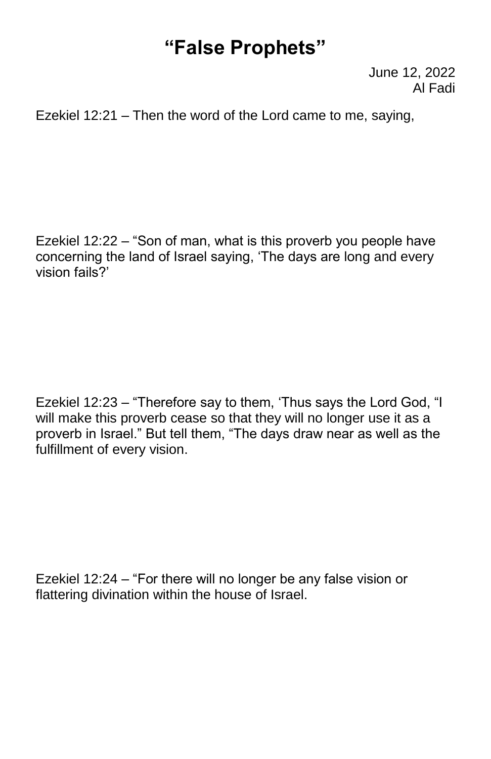# "False Prophets"

June 12, 2022
Al Fadi

Ezekiel 12:21 – Then the word of the Lord came to me, saying,

Ezekiel 12:22 – "Son of man, what is this proverb you people have concerning the land of Israel saying, 'The days are long and every vision fails?'

Ezekiel 12:23 – "Therefore say to them, 'Thus says the Lord God, "I will make this proverb cease so that they will no longer use it as a proverb in Israel." But tell them, "The days draw near as well as the fulfillment of every vision.

Ezekiel 12:24 – "For there will no longer be any false vision or flattering divination within the house of Israel.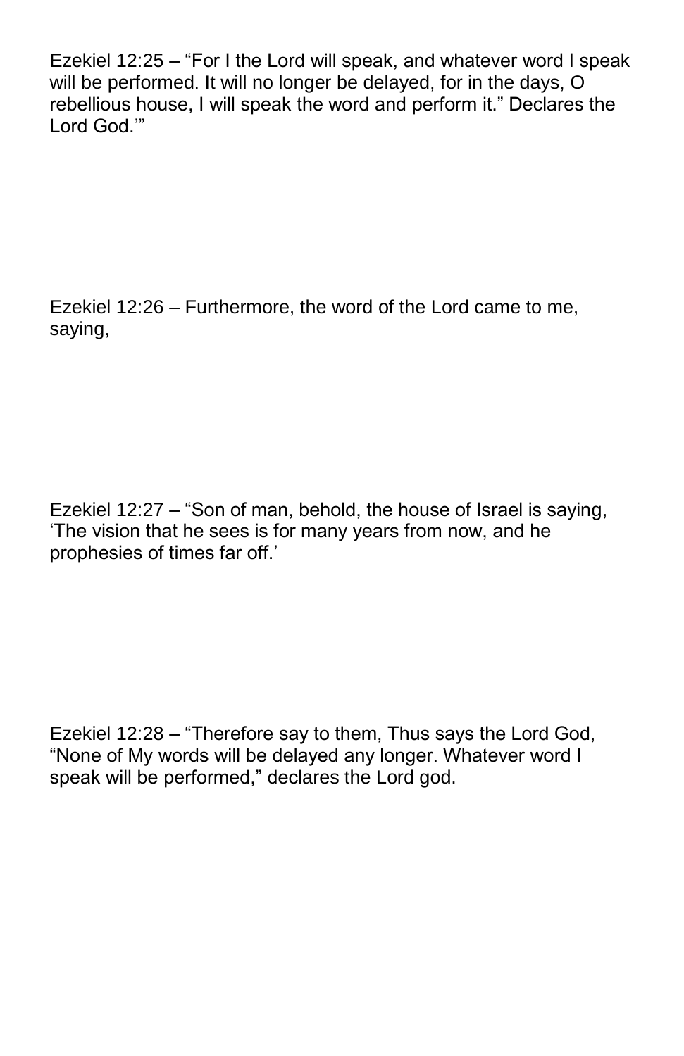Ezekiel 12:25 – "For I the Lord will speak, and whatever word I speak will be performed. It will no longer be delayed, for in the days, O rebellious house, I will speak the word and perform it." Declares the Lord God.'"

Ezekiel 12:26 – Furthermore, the word of the Lord came to me, saying,

Ezekiel 12:27 – "Son of man, behold, the house of Israel is saying, 'The vision that he sees is for many years from now, and he prophesies of times far off.'

Ezekiel 12:28 – "Therefore say to them, Thus says the Lord God, "None of My words will be delayed any longer. Whatever word I speak will be performed," declares the Lord god.